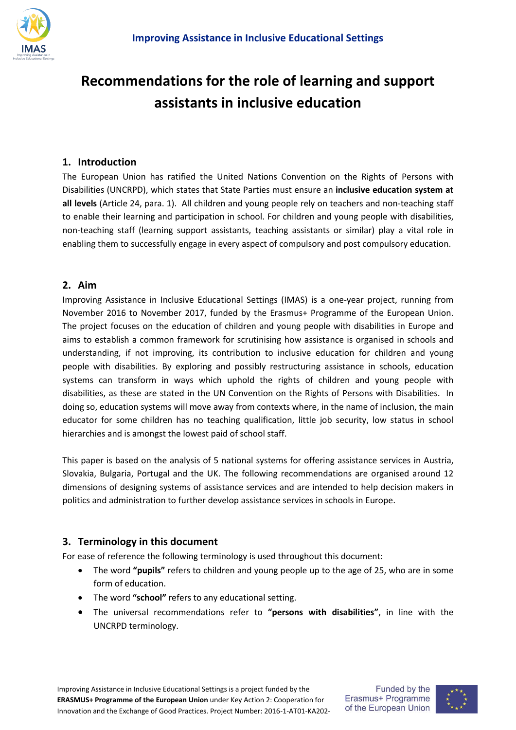# Recommendations for the role of learning and support assistants in inclusive education

## 1. Introduction

The European Union has ratified the United Nations Convention on the Rights of Persons with Disabilities (UNCRPD), which states that State Parties must ensure an **inclusive education system at all levels** (Article 24, para. 1). All children and young people rely on teachers and non-teaching staff to enable their learning and participation in school. For children and young people with disabilities, non-teaching staff (learning support assistants, teaching assistants or similar) play a vital role in enabling them to successfully engage in every aspect of compulsory and post compulsory education.

## 2. Aim

Improving Assistance in Inclusive Educational Settings (IMAS) is a one-year project, running from November 2016 to November 2017, funded by the Erasmus+ Programme of the European Union. The project focuses on the education of children and young people with disabilities in Europe and aims to establish a common framework for scrutinising how assistance is organised in schools and understanding, if not improving, its contribution to inclusive education for children and young people with disabilities. By exploring and possibly restructuring assistance in schools, education systems can transform in ways which uphold the rights of children and young people with disabilities, as these are stated in the UN Convention on the Rights of Persons with Disabilities. In doing so, education systems will move away from contexts where, in the name of inclusion, the main educator for some children has no teaching qualification, little job security, low status in school hierarchies and is amongst the lowest paid of school staff.

This paper is based on the analysis of 5 national systems for offering assistance services in Austria, Slovakia, Bulgaria, Portugal and the UK. The following recommendations are organised around 12 dimensions of designing systems of assistance services and are intended to help decision makers in politics and administration to further develop assistance services in schools in Europe.

## 3. Terminology in this document

For ease of reference the following terminology is used throughout this document:

- The word **"pupils"** refers to children and young people up to the age of 25, who are in some form of education.
- The word **"school"** refers to any educational setting.
- The universal recommendations refer to **"persons with disabilities"**, in line with the UNCRPD terminology.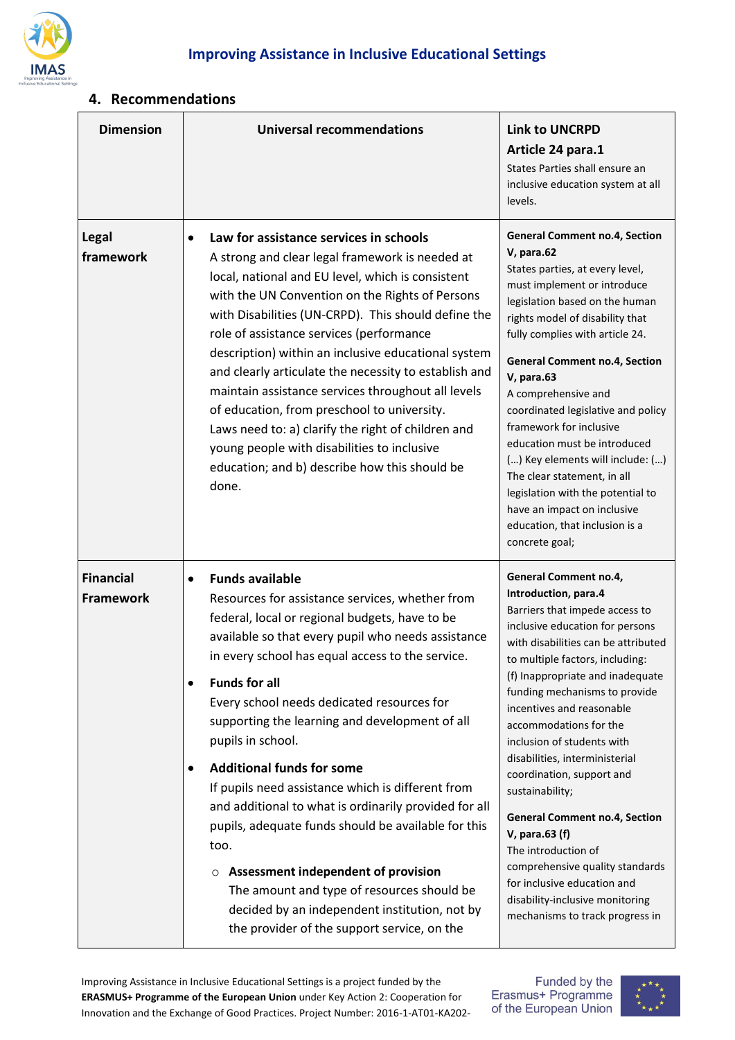## 4. Recommendations

| Dimension | Universal recommendations | Link to UNCRPD Article 24 para.1<br>States Parties shall ensure an inclusive education system at all levels. |
|---|---|---|
| **Legal framework** | • **Law for assistance services in schools**<br>A strong and clear legal framework is needed at local, national and EU level, which is consistent with the UN Convention on the Rights of Persons with Disabilities (UN-CRPD). This should define the role of assistance services (performance description) within an inclusive educational system and clearly articulate the necessity to establish and maintain assistance services throughout all levels of education, from preschool to university.<br>Laws need to: a) clarify the right of children and young people with disabilities to inclusive education; and b) describe how this should be done. | **General Comment no.4, Section V, para.62**<br>States parties, at every level, must implement or introduce legislation based on the human rights model of disability that fully complies with article 24.<br><br>**General Comment no.4, Section V, para.63**<br>A comprehensive and coordinated legislative and policy framework for inclusive education must be introduced (…) Key elements will include: (…) The clear statement, in all legislation with the potential to have an impact on inclusive education, that inclusion is a concrete goal; |
| **Financial Framework** | • **Funds available**<br>Resources for assistance services, whether from federal, local or regional budgets, have to be available so that every pupil who needs assistance in every school has equal access to the service.<br><br>• **Funds for all**<br>Every school needs dedicated resources for supporting the learning and development of all pupils in school.<br><br>• **Additional funds for some**<br>If pupils need assistance which is different from and additional to what is ordinarily provided for all pupils, adequate funds should be available for this too.<br><br>○ **Assessment independent of provision**<br>The amount and type of resources should be decided by an independent institution, not by the provider of the support service, on the | **General Comment no.4, Introduction, para.4**<br>Barriers that impede access to inclusive education for persons with disabilities can be attributed to multiple factors, including:<br>(f) Inappropriate and inadequate funding mechanisms to provide incentives and reasonable accommodations for the inclusion of students with disabilities, interministerial coordination, support and sustainability;<br><br>**General Comment no.4, Section V, para.63 (f)**<br>The introduction of comprehensive quality standards for inclusive education and disability-inclusive monitoring mechanisms to track progress in |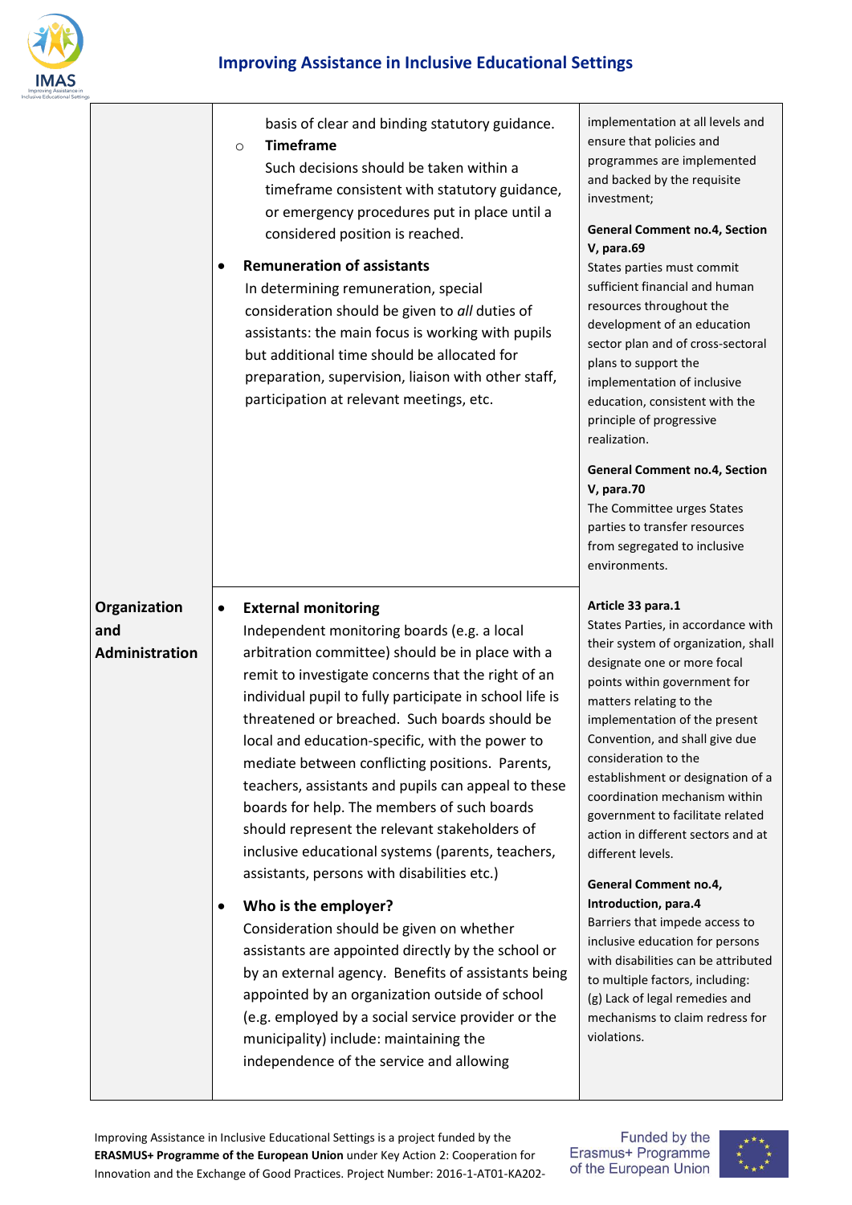| | | |
|---|---|---|
| | basis of clear and binding statutory guidance.<br>◦ **Timeframe**<br>Such decisions should be taken within a timeframe consistent with statutory guidance, or emergency procedures put in place until a considered position is reached.<br><br>• **Remuneration of assistants**<br>In determining remuneration, special consideration should be given to *all* duties of assistants: the main focus is working with pupils but additional time should be allocated for preparation, supervision, liaison with other staff, participation at relevant meetings, etc. | implementation at all levels and ensure that policies and programmes are implemented and backed by the requisite investment;<br><br>**General Comment no.4, Section V, para.69**<br>States parties must commit sufficient financial and human resources throughout the development of an education sector plan and of cross-sectoral plans to support the implementation of inclusive education, consistent with the principle of progressive realization.<br><br>**General Comment no.4, Section V, para.70**<br>The Committee urges States parties to transfer resources from segregated to inclusive environments. |
| **Organization and Administration** | • **External monitoring**<br>Independent monitoring boards (e.g. a local arbitration committee) should be in place with a remit to investigate concerns that the right of an individual pupil to fully participate in school life is threatened or breached. Such boards should be local and education-specific, with the power to mediate between conflicting positions. Parents, teachers, assistants and pupils can appeal to these boards for help. The members of such boards should represent the relevant stakeholders of inclusive educational systems (parents, teachers, assistants, persons with disabilities etc.)<br><br>• **Who is the employer?**<br>Consideration should be given on whether assistants are appointed directly by the school or by an external agency. Benefits of assistants being appointed by an organization outside of school (e.g. employed by a social service provider or the municipality) include: maintaining the independence of the service and allowing | **Article 33 para.1**<br>States Parties, in accordance with their system of organization, shall designate one or more focal points within government for matters relating to the implementation of the present Convention, and shall give due consideration to the establishment or designation of a coordination mechanism within government to facilitate related action in different sectors and at different levels.<br><br>**General Comment no.4, Introduction, para.4**<br>Barriers that impede access to inclusive education for persons with disabilities can be attributed to multiple factors, including:<br>(g) Lack of legal remedies and mechanisms to claim redress for violations. |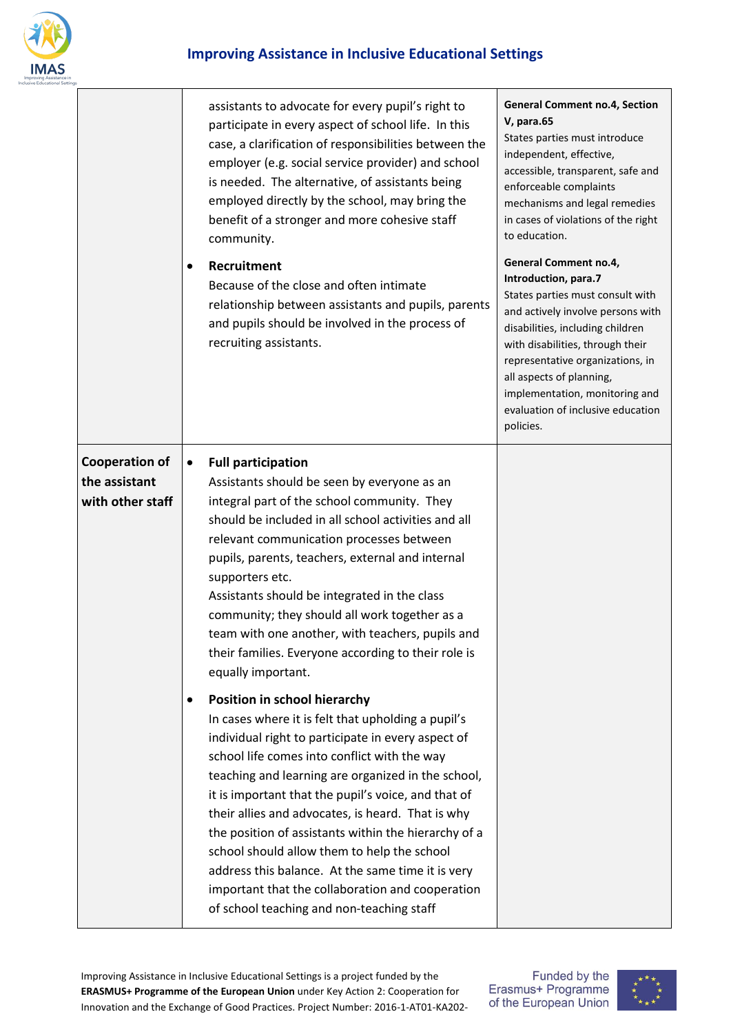| | | |
|---|---|---|
| | assistants to advocate for every pupil's right to participate in every aspect of school life. In this case, a clarification of responsibilities between the employer (e.g. social service provider) and school is needed. The alternative, of assistants being employed directly by the school, may bring the benefit of a stronger and more cohesive staff community.<br><br>• **Recruitment**<br>Because of the close and often intimate relationship between assistants and pupils, parents and pupils should be involved in the process of recruiting assistants. | **General Comment no.4, Section V, para.65**<br>States parties must introduce independent, effective, accessible, transparent, safe and enforceable complaints mechanisms and legal remedies in cases of violations of the right to education.<br><br>**General Comment no.4, Introduction, para.7**<br>States parties must consult with and actively involve persons with disabilities, including children with disabilities, through their representative organizations, in all aspects of planning, implementation, monitoring and evaluation of inclusive education policies. |
| **Cooperation of the assistant with other staff** | • **Full participation**<br>Assistants should be seen by everyone as an integral part of the school community. They should be included in all school activities and all relevant communication processes between pupils, parents, teachers, external and internal supporters etc.<br>Assistants should be integrated in the class community; they should all work together as a team with one another, with teachers, pupils and their families. Everyone according to their role is equally important.<br><br>• **Position in school hierarchy**<br>In cases where it is felt that upholding a pupil's individual right to participate in every aspect of school life comes into conflict with the way teaching and learning are organized in the school, it is important that the pupil's voice, and that of their allies and advocates, is heard. That is why the position of assistants within the hierarchy of a school should allow them to help the school address this balance. At the same time it is very important that the collaboration and cooperation of school teaching and non-teaching staff | |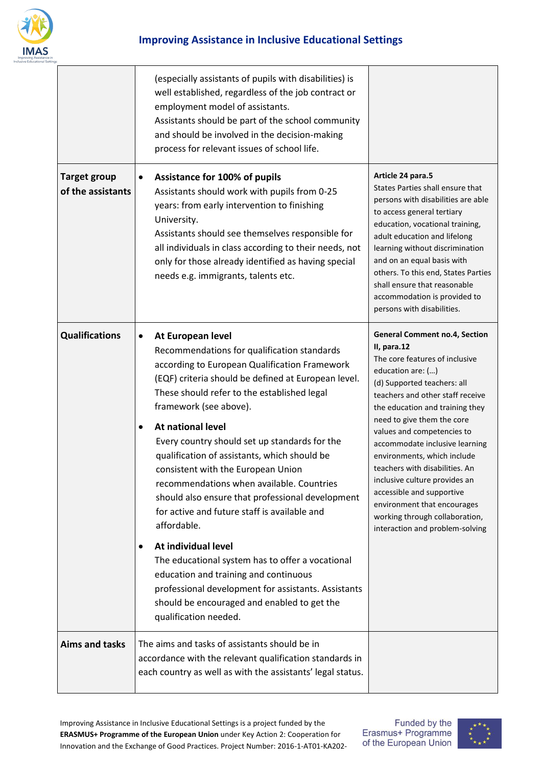| | | |
|---|---|---|
| | (especially assistants of pupils with disabilities) is well established, regardless of the job contract or employment model of assistants.<br>Assistants should be part of the school community and should be involved in the decision-making process for relevant issues of school life. | |
| **Target group of the assistants** | • **Assistance for 100% of pupils**<br>Assistants should work with pupils from 0-25 years: from early intervention to finishing University.<br>Assistants should see themselves responsible for all individuals in class according to their needs, not only for those already identified as having special needs e.g. immigrants, talents etc. | **Article 24 para.5**<br>States Parties shall ensure that persons with disabilities are able to access general tertiary education, vocational training, adult education and lifelong learning without discrimination and on an equal basis with others. To this end, States Parties shall ensure that reasonable accommodation is provided to persons with disabilities. |
| **Qualifications** | • **At European level**<br>Recommendations for qualification standards according to European Qualification Framework (EQF) criteria should be defined at European level. These should refer to the established legal framework (see above).<br>• **At national level**<br>Every country should set up standards for the qualification of assistants, which should be consistent with the European Union recommendations when available. Countries should also ensure that professional development for active and future staff is available and affordable.<br>• **At individual level**<br>The educational system has to offer a vocational education and training and continuous professional development for assistants. Assistants should be encouraged and enabled to get the qualification needed. | **General Comment no.4, Section II, para.12**<br>The core features of inclusive education are: (…)<br>(d) Supported teachers: all teachers and other staff receive the education and training they need to give them the core values and competencies to accommodate inclusive learning environments, which include teachers with disabilities. An inclusive culture provides an accessible and supportive environment that encourages working through collaboration, interaction and problem-solving |
| **Aims and tasks** | The aims and tasks of assistants should be in accordance with the relevant qualification standards in each country as well as with the assistants' legal status. | |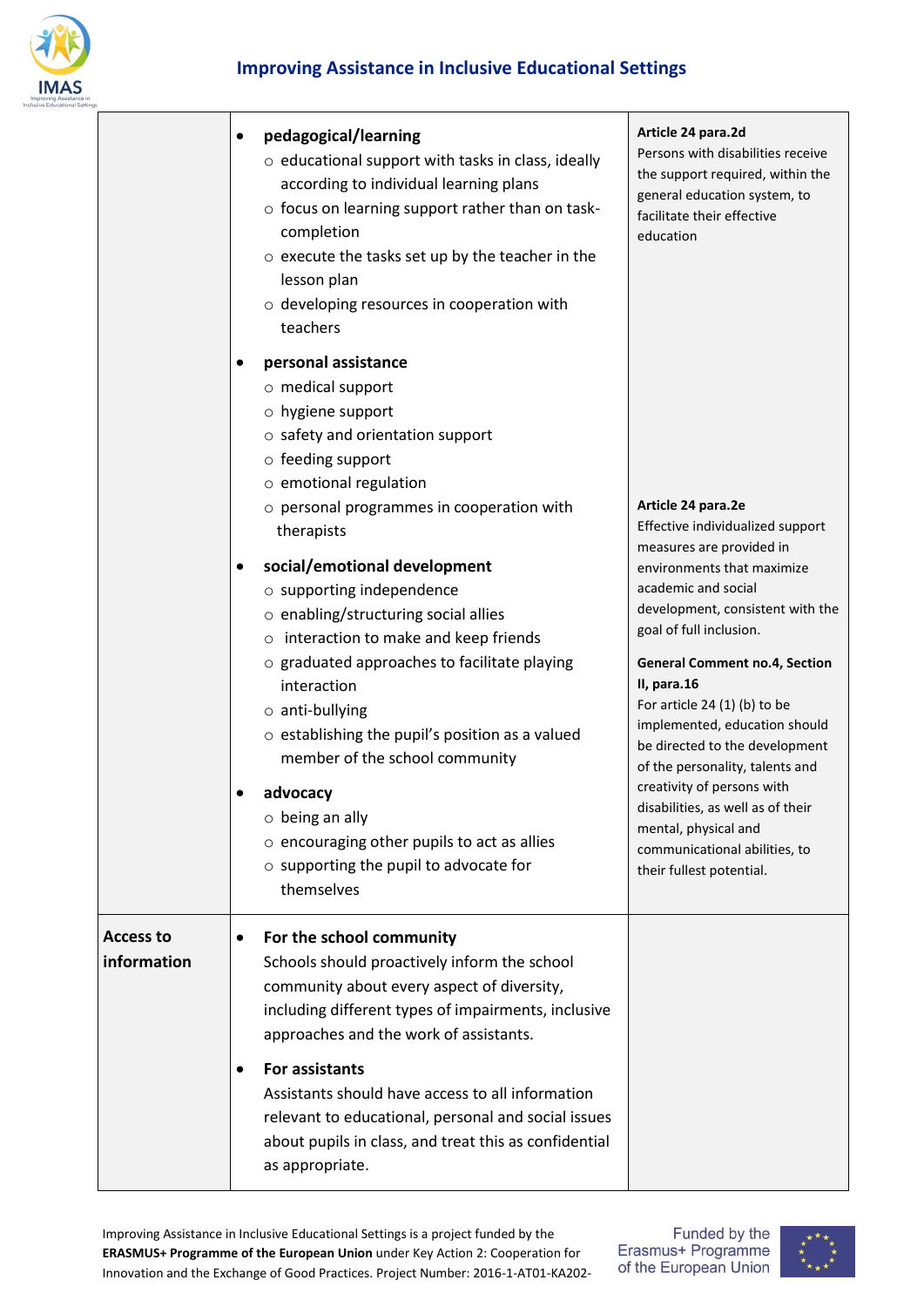| | | |
|---|---|---|
| | • **pedagogical/learning**<br>○ educational support with tasks in class, ideally according to individual learning plans<br>○ focus on learning support rather than on task-completion<br>○ execute the tasks set up by the teacher in the lesson plan<br>○ developing resources in cooperation with teachers<br><br>• **personal assistance**<br>○ medical support<br>○ hygiene support<br>○ safety and orientation support<br>○ feeding support<br>○ emotional regulation<br>○ personal programmes in cooperation with therapists<br><br>• **social/emotional development**<br>○ supporting independence<br>○ enabling/structuring social allies<br>○ interaction to make and keep friends<br>○ graduated approaches to facilitate playing interaction<br>○ anti-bullying<br>○ establishing the pupil's position as a valued member of the school community<br><br>• **advocacy**<br>○ being an ally<br>○ encouraging other pupils to act as allies<br>○ supporting the pupil to advocate for themselves | **Article 24 para.2d**<br>Persons with disabilities receive the support required, within the general education system, to facilitate their effective education<br><br>**Article 24 para.2e**<br>Effective individualized support measures are provided in environments that maximize academic and social development, consistent with the goal of full inclusion.<br><br>**General Comment no.4, Section II, para.16**<br>For article 24 (1) (b) to be implemented, education should be directed to the development of the personality, talents and creativity of persons with disabilities, as well as of their mental, physical and communicational abilities, to their fullest potential. |
| **Access to information** | • **For the school community**<br>Schools should proactively inform the school community about every aspect of diversity, including different types of impairments, inclusive approaches and the work of assistants.<br><br>• **For assistants**<br>Assistants should have access to all information relevant to educational, personal and social issues about pupils in class, and treat this as confidential as appropriate. | |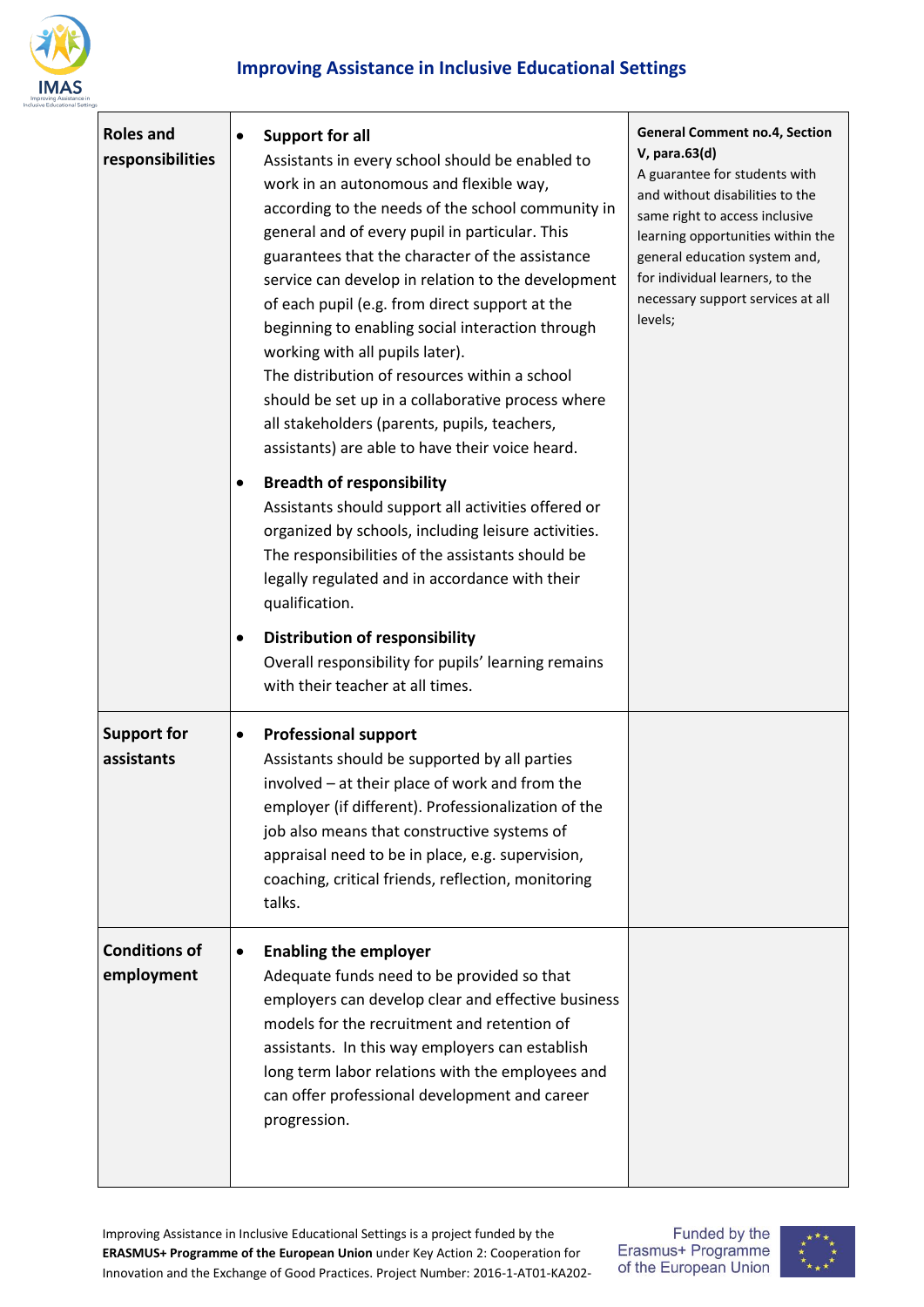| Roles and responsibilities | • **Support for all**<br>Assistants in every school should be enabled to work in an autonomous and flexible way, according to the needs of the school community in general and of every pupil in particular. This guarantees that the character of the assistance service can develop in relation to the development of each pupil (e.g. from direct support at the beginning to enabling social interaction through working with all pupils later).<br>The distribution of resources within a school should be set up in a collaborative process where all stakeholders (parents, pupils, teachers, assistants) are able to have their voice heard.<br>• **Breadth of responsibility**<br>Assistants should support all activities offered or organized by schools, including leisure activities. The responsibilities of the assistants should be legally regulated and in accordance with their qualification.<br>• **Distribution of responsibility**<br>Overall responsibility for pupils' learning remains with their teacher at all times. | **General Comment no.4, Section V, para.63(d)**<br>A guarantee for students with and without disabilities to the same right to access inclusive learning opportunities within the general education system and, for individual learners, to the necessary support services at all levels; |
|---|---|---|
| **Support for assistants** | • **Professional support**<br>Assistants should be supported by all parties involved – at their place of work and from the employer (if different). Professionalization of the job also means that constructive systems of appraisal need to be in place, e.g. supervision, coaching, critical friends, reflection, monitoring talks. | |
| **Conditions of employment** | • **Enabling the employer**<br>Adequate funds need to be provided so that employers can develop clear and effective business models for the recruitment and retention of assistants. In this way employers can establish long term labor relations with the employees and can offer professional development and career progression. | |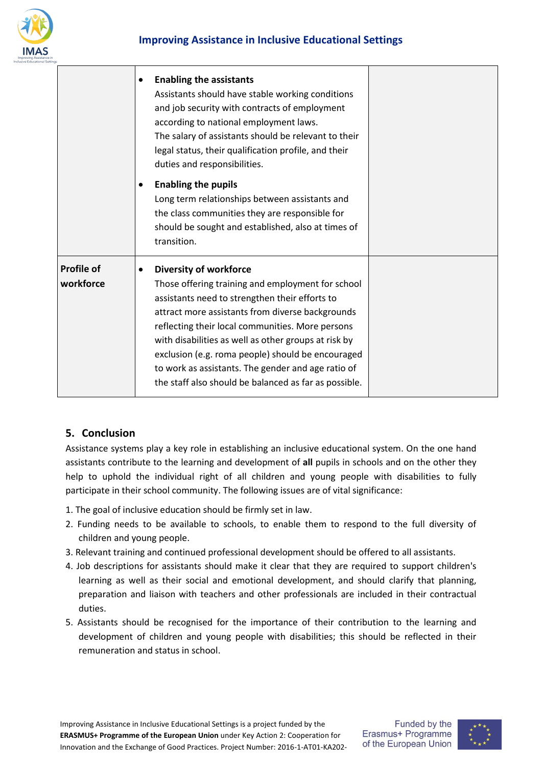| | | |
|---|---|---|
| | • **Enabling the assistants**<br>Assistants should have stable working conditions and job security with contracts of employment according to national employment laws.<br>The salary of assistants should be relevant to their legal status, their qualification profile, and their duties and responsibilities.<br>• **Enabling the pupils**<br>Long term relationships between assistants and the class communities they are responsible for should be sought and established, also at times of transition. | |
| **Profile of workforce** | • **Diversity of workforce**<br>Those offering training and employment for school assistants need to strengthen their efforts to attract more assistants from diverse backgrounds reflecting their local communities. More persons with disabilities as well as other groups at risk by exclusion (e.g. roma people) should be encouraged to work as assistants. The gender and age ratio of the staff also should be balanced as far as possible. | |

## 5. Conclusion

Assistance systems play a key role in establishing an inclusive educational system. On the one hand assistants contribute to the learning and development of **all** pupils in schools and on the other they help to uphold the individual right of all children and young people with disabilities to fully participate in their school community. The following issues are of vital significance:

1. The goal of inclusive education should be firmly set in law.
2. Funding needs to be available to schools, to enable them to respond to the full diversity of children and young people.
3. Relevant training and continued professional development should be offered to all assistants.
4. Job descriptions for assistants should make it clear that they are required to support children's learning as well as their social and emotional development, and should clarify that planning, preparation and liaison with teachers and other professionals are included in their contractual duties.
5. Assistants should be recognised for the importance of their contribution to the learning and development of children and young people with disabilities; this should be reflected in their remuneration and status in school.